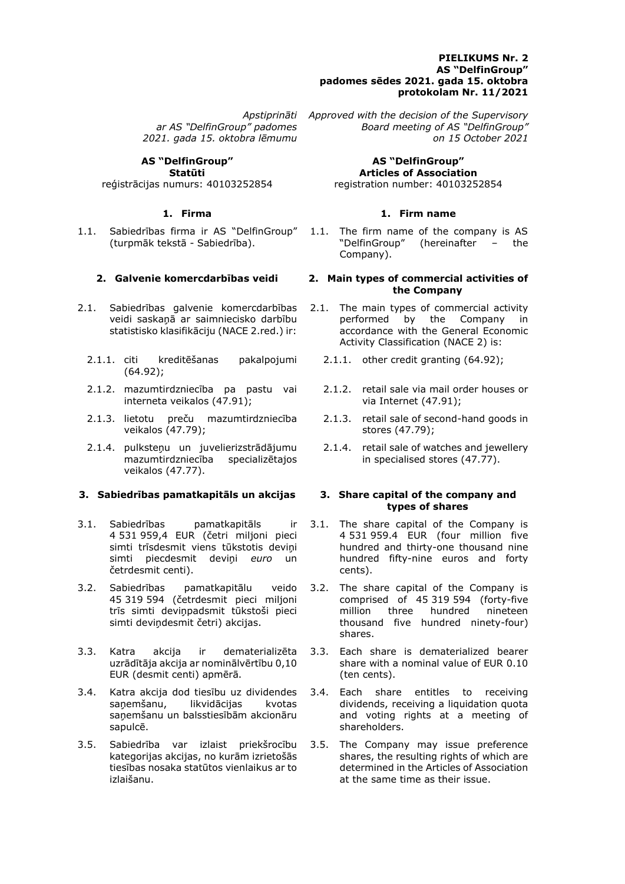**PIELIKUMS Nr. 2**
**AS "DelfinGroup"**
**padomes sēdes 2021. gada 15. oktobra**
**protokolam Nr. 11/2021**

*Apstiprināti ar AS "DelfinGroup" padomes 2021. gada 15. oktobra lēmumu*

**AS "DelfinGroup"**
**Statūti**
reģistrācijas numurs: 40103252854

## 1. Firma

1.1. Sabiedrības firma ir AS "DelfinGroup" (turpmāk tekstā - Sabiedrība).

## 2. Galvenie komercdarbības veidi

2.1. Sabiedrības galvenie komercdarbības veidi saskaņā ar saimniecisko darbību statistisko klasifikāciju (NACE 2.red.) ir:

- 2.1.1. citi kreditēšanas pakalpojumi (64.92);
- 2.1.2. mazumtirdzniecība pa pastu vai interneta veikalos (47.91);
- 2.1.3. lietotu preču mazumtirdzniecība veikalos (47.79);
- 2.1.4. pulksteņu un juvelierizstrādājumu mazumtirdzniecība specializētajos veikalos (47.77).

## 3. Sabiedrības pamatkapitāls un akcijas

3.1. Sabiedrības pamatkapitāls ir 4 531 959,4 EUR (četri miljoni pieci simti trīsdesmit viens tūkstotis deviņi simti piecdesmit deviņi *euro* un četrdesmit centi).

3.2. Sabiedrības pamatkapitālu veido 45 319 594 (četrdesmit pieci miljoni trīs simti deviņpadsmit tūkstoši pieci simti deviņdesmit četri) akcijas.

3.3. Katra akcija ir dematerializēta uzrādītāja akcija ar nominālvērtību 0,10 EUR (desmit centi) apmērā.

3.4. Katra akcija dod tiesību uz dividendes saņemšanu, likvidācijas kvotas saņemšanu un balsstiesībām akcionāru sapulcē.

3.5. Sabiedrība var izlaist priekšrocību kategorijas akcijas, no kurām izrietošās tiesības nosaka statūtos vienlaikus ar to izlaišanu.

---

*Approved with the decision of the Supervisory Board meeting of AS "DelfinGroup" on 15 October 2021*

**AS "DelfinGroup"**
**Articles of Association**
registration number: 40103252854

## 1. Firm name

1.1. The firm name of the company is AS "DelfinGroup" (hereinafter – the Company).

## 2. Main types of commercial activities of the Company

2.1. The main types of commercial activity performed by the Company in accordance with the General Economic Activity Classification (NACE 2) is:

- 2.1.1. other credit granting (64.92);
- 2.1.2. retail sale via mail order houses or via Internet (47.91);
- 2.1.3. retail sale of second-hand goods in stores (47.79);
- 2.1.4. retail sale of watches and jewellery in specialised stores (47.77).

## 3. Share capital of the company and types of shares

3.1. The share capital of the Company is 4 531 959.4 EUR (four million five hundred and thirty-one thousand nine hundred fifty-nine euros and forty cents).

3.2. The share capital of the Company is comprised of 45 319 594 (forty-five million three hundred nineteen thousand five hundred ninety-four) shares.

3.3. Each share is dematerialized bearer share with a nominal value of EUR 0.10 (ten cents).

3.4. Each share entitles to receiving dividends, receiving a liquidation quota and voting rights at a meeting of shareholders.

3.5. The Company may issue preference shares, the resulting rights of which are determined in the Articles of Association at the same time as their issue.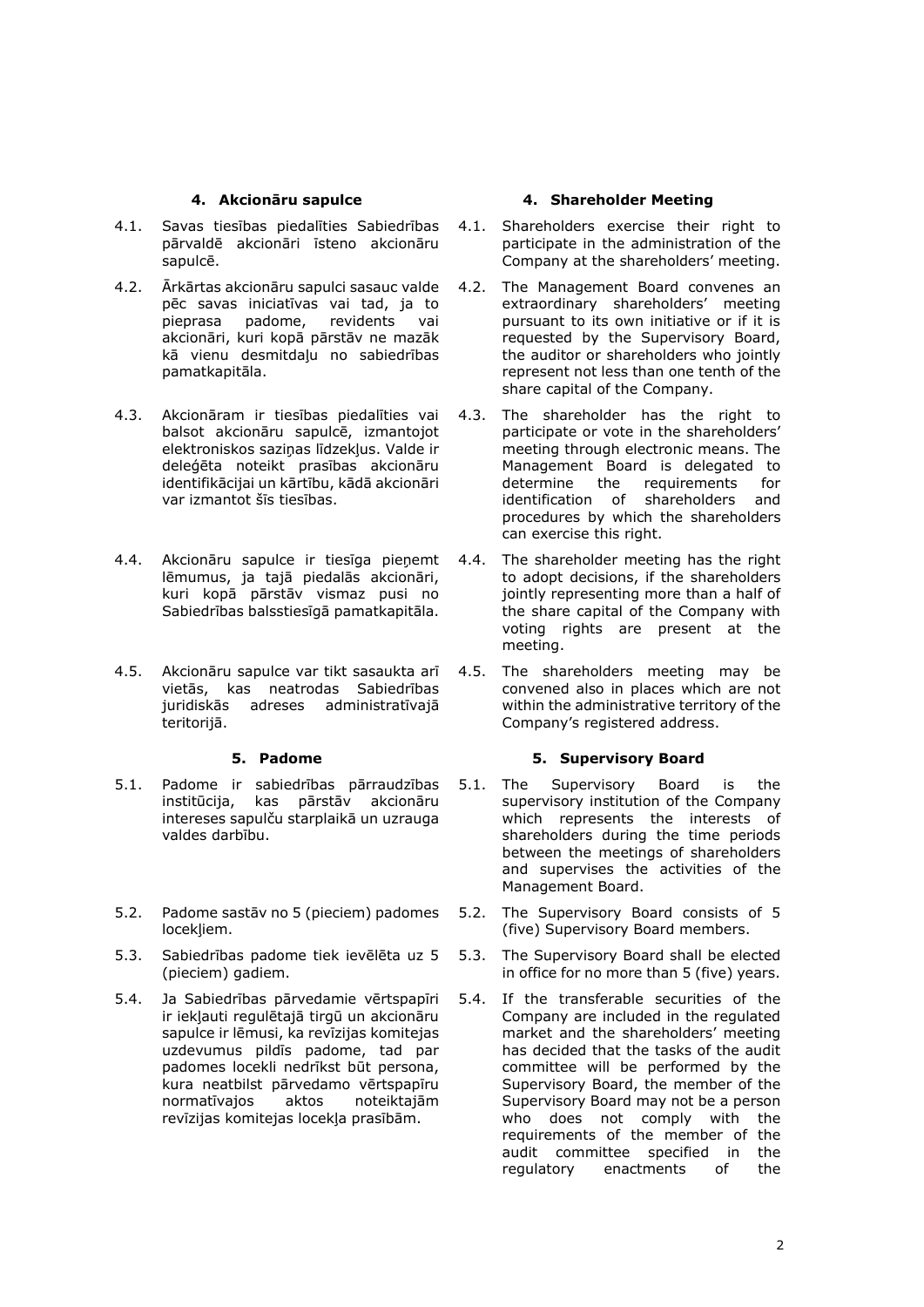#### 4. Akcionāru sapulce

4.1. Savas tiesības piedalīties Sabiedrības pārvaldē akcionāri īsteno akcionāru sapulcē.

4.2. Ārkārtas akcionāru sapulci sasauc valde pēc savas iniciatīvas vai tad, ja to pieprasa padome, revidents vai akcionāri, kuri kopā pārstāv ne mazāk kā vienu desmitdaļu no sabiedrības pamatkapitāla.

4.3. Akcionāram ir tiesības piedalīties vai balsot akcionāru sapulcē, izmantojot elektroniskos saziņas līdzekļus. Valde ir deleģēta noteikt prasības akcionāru identifikācijai un kārtību, kādā akcionāri var izmantot šīs tiesības.

4.4. Akcionāru sapulce ir tiesīga pieņemt lēmumus, ja tajā piedalās akcionāri, kuri kopā pārstāv vismaz pusi no Sabiedrības balsstiesīgā pamatkapitāla.

4.5. Akcionāru sapulce var tikt sasaukta arī vietās, kas neatrodas Sabiedrības juridiskās adreses administratīvajā teritorijā.

#### 5. Padome

5.1. Padome ir sabiedrības pārraudzības institūcija, kas pārstāv akcionāru intereses sapulču starplaikā un uzrauga valdes darbību.

5.2. Padome sastāv no 5 (pieciem) padomes locekļiem.

5.3. Sabiedrības padome tiek ievēlēta uz 5 (pieciem) gadiem.

5.4. Ja Sabiedrības pārvedamie vērtspapīri ir iekļauti regulētajā tirgū un akcionāru sapulce ir lēmusi, ka revīzijas komitejas uzdevumus pildīs padome, tad par padomes locekli nedrīkst būt persona, kura neatbilst pārvedamo vērtspapīru normatīvajos aktos noteiktajām revīzijas komitejas locekļa prasībām.

#### 4. Shareholder Meeting

4.1. Shareholders exercise their right to participate in the administration of the Company at the shareholders' meeting.

4.2. The Management Board convenes an extraordinary shareholders' meeting pursuant to its own initiative or if it is requested by the Supervisory Board, the auditor or shareholders who jointly represent not less than one tenth of the share capital of the Company.

4.3. The shareholder has the right to participate or vote in the shareholders' meeting through electronic means. The Management Board is delegated to determine the requirements for identification of shareholders and procedures by which the shareholders can exercise this right.

4.4. The shareholder meeting has the right to adopt decisions, if the shareholders jointly representing more than a half of the share capital of the Company with voting rights are present at the meeting.

4.5. The shareholders meeting may be convened also in places which are not within the administrative territory of the Company's registered address.

#### 5. Supervisory Board

5.1. The Supervisory Board is the supervisory institution of the Company which represents the interests of shareholders during the time periods between the meetings of shareholders and supervises the activities of the Management Board.

5.2. The Supervisory Board consists of 5 (five) Supervisory Board members.

5.3. The Supervisory Board shall be elected in office for no more than 5 (five) years.

5.4. If the transferable securities of the Company are included in the regulated market and the shareholders' meeting has decided that the tasks of the audit committee will be performed by the Supervisory Board, the member of the Supervisory Board may not be a person who does not comply with the requirements of the member of the audit committee specified in the regulatory enactments of the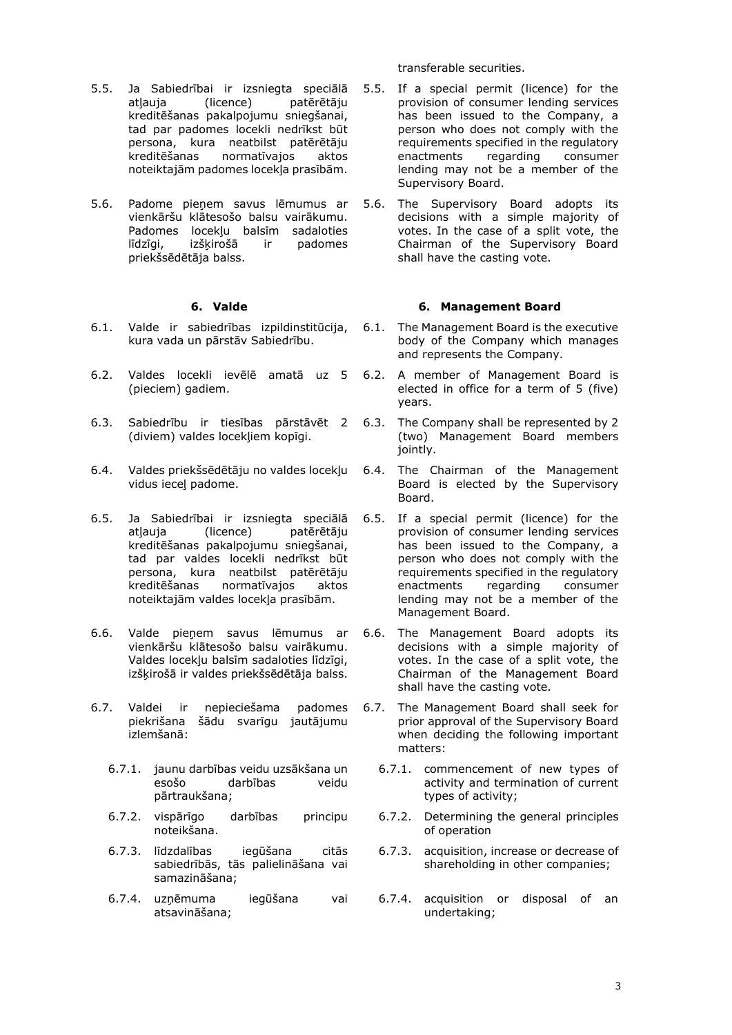transferable securities.

| | |
|---|---|
| 5.5. Ja Sabiedrībai ir izsniegta speciālā atļauja (licence) patērētāju kreditēšanas pakalpojumu sniegšanai, tad par padomes locekli nedrīkst būt persona, kura neatbilst patērētāju kreditēšanas normatīvajos aktos noteiktajām padomes locekļa prasībām. | 5.5. If a special permit (licence) for the provision of consumer lending services has been issued to the Company, a person who does not comply with the requirements specified in the regulatory enactments regarding consumer lending may not be a member of the Supervisory Board. |
| 5.6. Padome pieņem savus lēmumus ar vienkāršu klātesošo balsu vairākumu. Padomes locekļu balsīm sadaloties līdzīgi, izšķirošā ir padomes priekšsēdētāja balss. | 5.6. The Supervisory Board adopts its decisions with a simple majority of votes. In the case of a split vote, the Chairman of the Supervisory Board shall have the casting vote. |
| **6. Valde** | **6. Management Board** |
| 6.1. Valde ir sabiedrības izpildinstitūcija, kura vada un pārstāv Sabiedrību. | 6.1. The Management Board is the executive body of the Company which manages and represents the Company. |
| 6.2. Valdes locekli ievēlē amatā uz 5 (pieciem) gadiem. | 6.2. A member of Management Board is elected in office for a term of 5 (five) years. |
| 6.3. Sabiedrību ir tiesības pārstāvēt 2 (diviem) valdes locekļiem kopīgi. | 6.3. The Company shall be represented by 2 (two) Management Board members jointly. |
| 6.4. Valdes priekšsēdētāju no valdes locekļu vidus ieceļ padome. | 6.4. The Chairman of the Management Board is elected by the Supervisory Board. |
| 6.5. Ja Sabiedrībai ir izsniegta speciālā atļauja (licence) patērētāju kreditēšanas pakalpojumu sniegšanai, tad par valdes locekli nedrīkst būt persona, kura neatbilst patērētāju kreditēšanas normatīvajos aktos noteiktajām valdes locekļa prasībām. | 6.5. If a special permit (licence) for the provision of consumer lending services has been issued to the Company, a person who does not comply with the requirements specified in the regulatory enactments regarding consumer lending may not be a member of the Management Board. |
| 6.6. Valde pieņem savus lēmumus ar vienkāršu klātesošo balsu vairākumu. Valdes locekļu balsīm sadaloties līdzīgi, izšķirošā ir valdes priekšsēdētāja balss. | 6.6. The Management Board adopts its decisions with a simple majority of votes. In the case of a split vote, the Chairman of the Management Board shall have the casting vote. |
| 6.7. Valdei ir nepieciešama padomes piekrišana šādu svarīgu jautājumu izlemšanā: | 6.7. The Management Board shall seek for prior approval of the Supervisory Board when deciding the following important matters: |
| 6.7.1. jaunu darbības veidu uzsākšana un esošo darbības veidu pārtraukšana; | 6.7.1. commencement of new types of activity and termination of current types of activity; |
| 6.7.2. vispārīgo darbības principu noteikšana. | 6.7.2. Determining the general principles of operation |
| 6.7.3. līdzdalības iegūšana citās sabiedrībās, tās palielināšana vai samazināšana; | 6.7.3. acquisition, increase or decrease of shareholding in other companies; |
| 6.7.4. uzņēmuma iegūšana vai atsavināšana; | 6.7.4. acquisition or disposal of an undertaking; |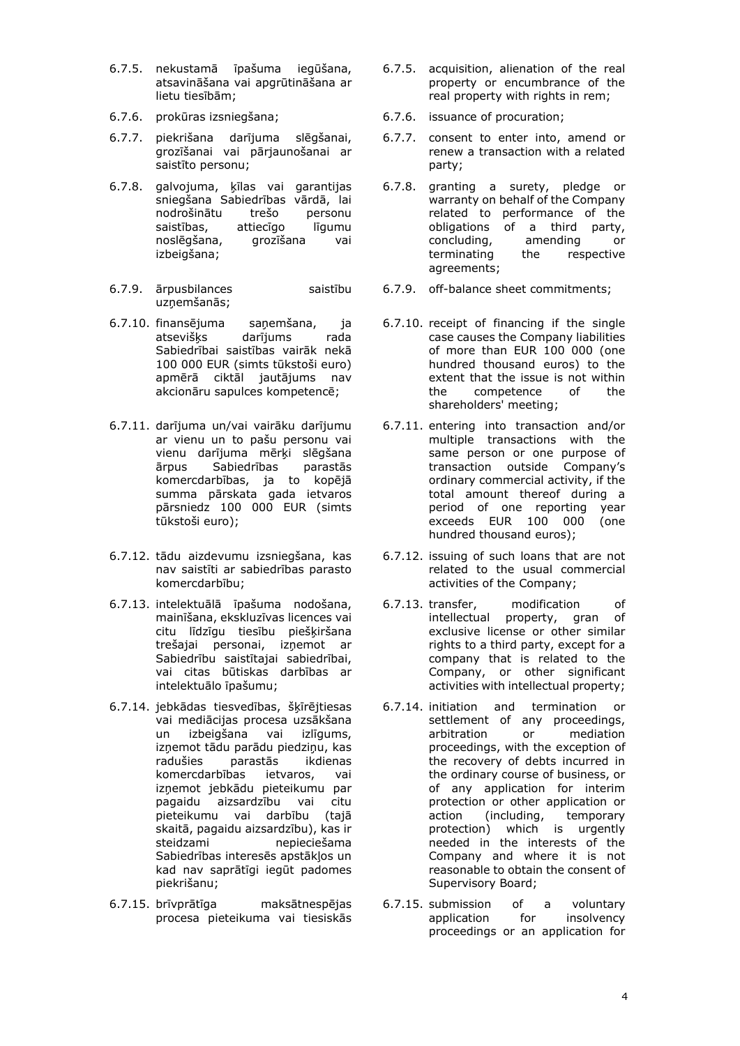6.7.5. nekustamā īpašuma iegūšana, atsavināšana vai apgrūtināšana ar lietu tiesībām;

6.7.6. prokūras izsniegšana;

6.7.7. piekrišana darījuma slēgšanai, grozīšanai vai pārjaunošanai ar saistīto personu;

6.7.8. galvojuma, ķīlas vai garantijas sniegšana Sabiedrības vārdā, lai nodrošinātu trešo personu saistības, attiecīgo līgumu noslēgšana, grozīšana vai izbeigšana;

6.7.9. ārpusbilances saistību uzņemšanās;

6.7.10. finansējuma saņemšana, ja atsevišķs darījums rada Sabiedrībai saistības vairāk nekā 100 000 EUR (simts tūkstoši euro) apmērā ciktāl jautājums nav akcionāru sapulces kompetencē;

6.7.11. darījuma un/vai vairāku darījumu ar vienu un to pašu personu vai vienu darījuma mērķi slēgšana ārpus Sabiedrības parastās komercdarbības, ja to kopējā summa pārskata gada ietvaros pārsniedz 100 000 EUR (simts tūkstoši euro);

6.7.12. tādu aizdevumu izsniegšana, kas nav saistīti ar sabiedrības parasto komercdarbību;

6.7.13. intelektuālā īpašuma nodošana, mainīšana, ekskluzīvas licences vai citu līdzīgu tiesību piešķiršana trešajai personai, izņemot ar Sabiedrību saistītajai sabiedrībai, vai citas būtiskas darbības ar intelektuālo īpašumu;

6.7.14. jebkādas tiesvedības, šķīrējtiesas vai mediācijas procesa uzsākšana un izbeigšana vai izlīgums, izņemot tādu parādu piedziņu, kas radušies parastās ikdienas komercdarbības ietvaros, vai izņemot jebkādu pieteikumu par pagaidu aizsardzību vai citu pieteikumu vai darbību (tajā skaitā, pagaidu aizsardzību), kas ir steidzami nepieciešama Sabiedrības interesēs apstākļos un kad nav saprātīgi iegūt padomes piekrišanu;

6.7.15. brīvprātīga maksātnespējas procesa pieteikuma vai tiesiskās

6.7.5. acquisition, alienation of the real property or encumbrance of the real property with rights in rem;

6.7.6. issuance of procuration;

6.7.7. consent to enter into, amend or renew a transaction with a related party;

6.7.8. granting a surety, pledge or warranty on behalf of the Company related to performance of the obligations of a third party, concluding, amending or terminating the respective agreements;

6.7.9. off-balance sheet commitments;

6.7.10. receipt of financing if the single case causes the Company liabilities of more than EUR 100 000 (one hundred thousand euros) to the extent that the issue is not within the competence of the shareholders' meeting;

6.7.11. entering into transaction and/or multiple transactions with the same person or one purpose of transaction outside Company's ordinary commercial activity, if the total amount thereof during a period of one reporting year exceeds EUR 100 000 (one hundred thousand euros);

6.7.12. issuing of such loans that are not related to the usual commercial activities of the Company;

6.7.13. transfer, modification of intellectual property, gran of exclusive license or other similar rights to a third party, except for a company that is related to the Company, or other significant activities with intellectual property;

6.7.14. initiation and termination or settlement of any proceedings, arbitration or mediation proceedings, with the exception of the recovery of debts incurred in the ordinary course of business, or of any application for interim protection or other application or action (including, temporary protection) which is urgently needed in the interests of the Company and where it is not reasonable to obtain the consent of Supervisory Board;

6.7.15. submission of a voluntary application for insolvency proceedings or an application for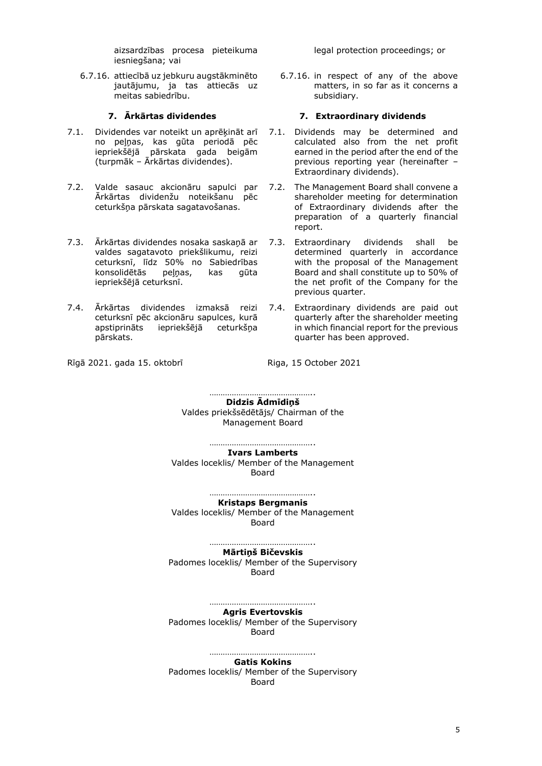aizsardzības procesa pieteikuma iesniegšana; vai

6.7.16. attiecībā uz jebkuru augstākminēto jautājumu, ja tas attiecās uz meitas sabiedrību.

## 7. Ārkārtas dividendes

7.1. Dividendes var noteikt un aprēķināt arī no peļņas, kas gūta periodā pēc iepriekšējā pārskata gada beigām (turpmāk – Ārkārtas dividendes).

7.2. Valde sasauc akcionāru sapulci par Ārkārtas dividenžu noteikšanu pēc ceturkšņa pārskata sagatavošanas.

7.3. Ārkārtas dividendes nosaka saskaņā ar valdes sagatavoto priekšlikumu, reizi ceturksnī, līdz 50% no Sabiedrības konsolidētās peļņas, kas gūta iepriekšējā ceturksnī.

7.4. Ārkārtas dividendes izmaksā reizi ceturksnī pēc akcionāru sapulces, kurā apstiprināts iepriekšējā ceturkšņa pārskats.

Rīgā 2021. gada 15. oktobrī

legal protection proceedings; or

6.7.16. in respect of any of the above matters, in so far as it concerns a subsidiary.

## 7. Extraordinary dividends

7.1. Dividends may be determined and calculated also from the net profit earned in the period after the end of the previous reporting year (hereinafter – Extraordinary dividends).

7.2. The Management Board shall convene a shareholder meeting for determination of Extraordinary dividends after the preparation of a quarterly financial report.

7.3. Extraordinary dividends shall be determined quarterly in accordance with the proposal of the Management Board and shall constitute up to 50% of the net profit of the Company for the previous quarter.

7.4. Extraordinary dividends are paid out quarterly after the shareholder meeting in which financial report for the previous quarter has been approved.

Riga, 15 October 2021

………………………………………..
**Didzis Ādmīdiņš**
Valdes priekšsēdētājs/ Chairman of the Management Board

………………………………………..
**Ivars Lamberts**
Valdes loceklis/ Member of the Management Board

………………………………………..
**Kristaps Bergmanis**
Valdes loceklis/ Member of the Management Board

………………………………………..
**Mārtiņš Bičevskis**
Padomes loceklis/ Member of the Supervisory Board

………………………………………..
**Agris Evertovskis**
Padomes loceklis/ Member of the Supervisory Board

………………………………………..
**Gatis Kokins**
Padomes loceklis/ Member of the Supervisory Board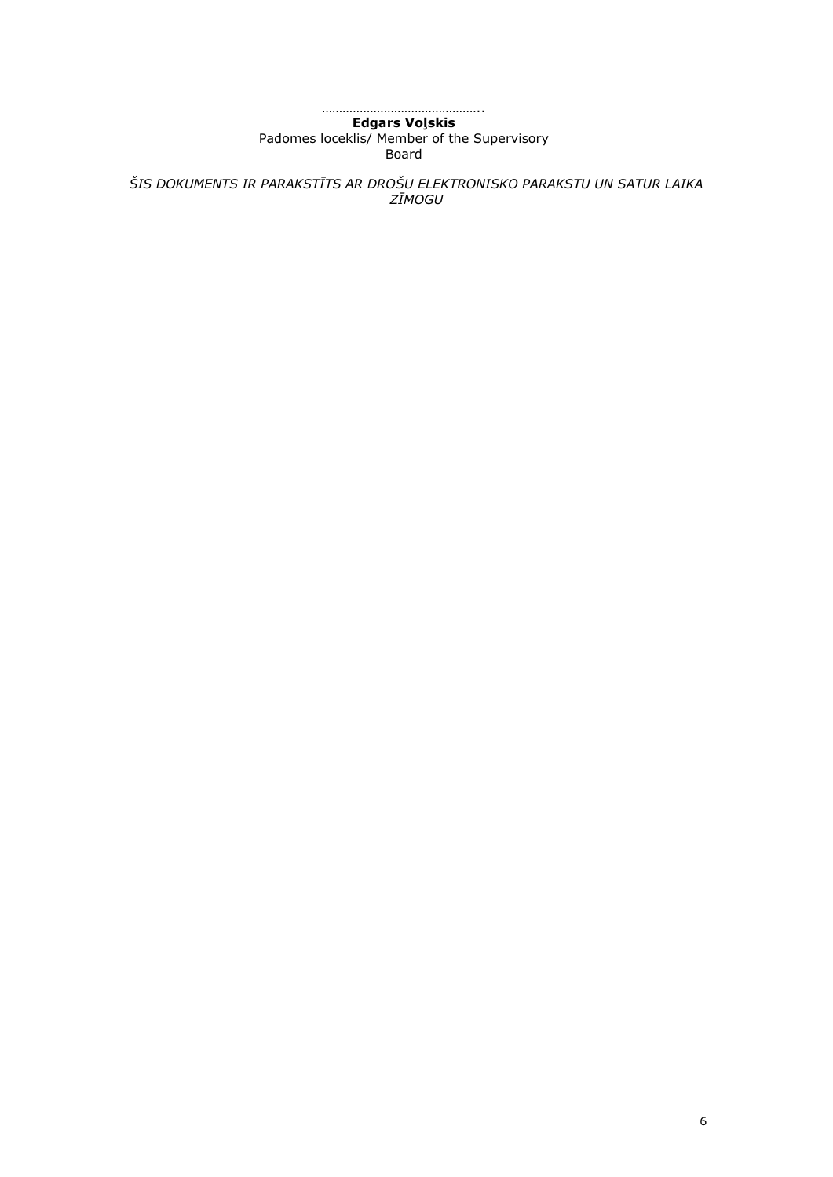………………………………………..

**Edgars Voļskis**
Padomes loceklis/ Member of the Supervisory Board

*ŠIS DOKUMENTS IR PARAKSTĪTS AR DROŠU ELEKTRONISKO PARAKSTU UN SATUR LAIKA ZĪMOGU*